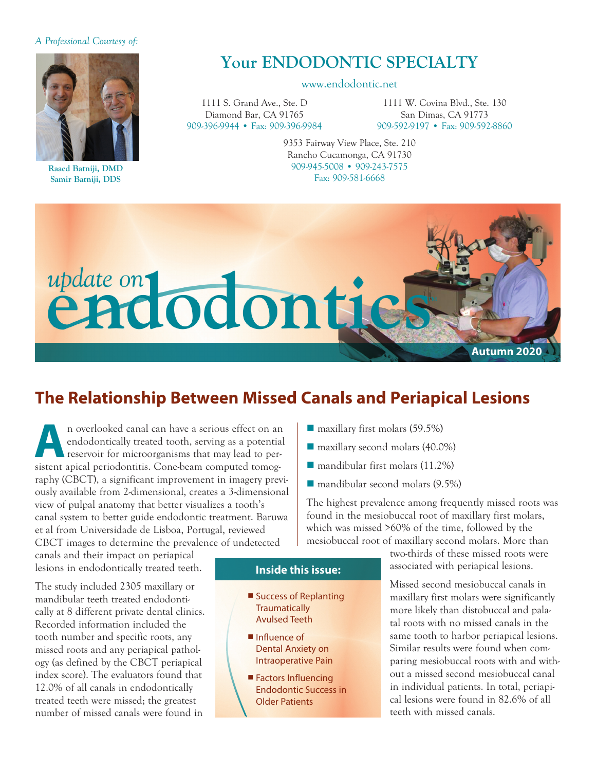*A Professional Courtesy of:*

**Raaed Batniji, DMD**
**Samir Batniji, DDS**

## Your ENDODONTIC SPECIALTY

www.endodontic.net

1111 S. Grand Ave., Ste. D
Diamond Bar, CA 91765
909-396-9944 • Fax: 909-396-9984

1111 W. Covina Blvd., Ste. 130
San Dimas, CA 91773
909-592-9197 • Fax: 909-592-8860

9353 Fairway View Place, Ste. 210
Rancho Cucamonga, CA 91730
909-945-5008 • 909-243-7575
Fax: 909-581-6668

# *update on* endodontics

**Autumn 2020**

## The Relationship Between Missed Canals and Periapical Lesions

An overlooked canal can have a serious effect on an endodontically treated tooth, serving as a potential reservoir for microorganisms that may lead to persistent apical periodontitis. Cone-beam computed tomography (CBCT), a significant improvement in imagery previously available from 2-dimensional, creates a 3-dimensional view of pulpal anatomy that better visualizes a tooth's canal system to better guide endodontic treatment. Baruwa et al from Universidade de Lisboa, Portugal, reviewed CBCT images to determine the prevalence of undetected canals and their impact on periapical lesions in endodontically treated teeth.

The study included 2305 maxillary or mandibular teeth treated endodontically at 8 different private dental clinics. Recorded information included the tooth number and specific roots, any missed roots and any periapical pathology (as defined by the CBCT periapical index score). The evaluators found that 12.0% of all canals in endodontically treated teeth were missed; the greatest number of missed canals were found in

- maxillary first molars (59.5%)
- maxillary second molars (40.0%)
- mandibular first molars (11.2%)
- mandibular second molars (9.5%)

The highest prevalence among frequently missed roots was found in the mesiobuccal root of maxillary first molars, which was missed >60% of the time, followed by the mesiobuccal root of maxillary second molars. More than two-thirds of these missed roots were associated with periapical lesions.

Missed second mesiobuccal canals in maxillary first molars were significantly more likely than distobuccal and palatal roots with no missed canals in the same tooth to harbor periapical lesions. Similar results were found when comparing mesiobuccal roots with and without a missed second mesiobuccal canal in individual patients. In total, periapical lesions were found in 82.6% of all teeth with missed canals.

**Inside this issue:**

- Success of Replanting Traumatically Avulsed Teeth
- Influence of Dental Anxiety on Intraoperative Pain
- Factors Influencing Endodontic Success in Older Patients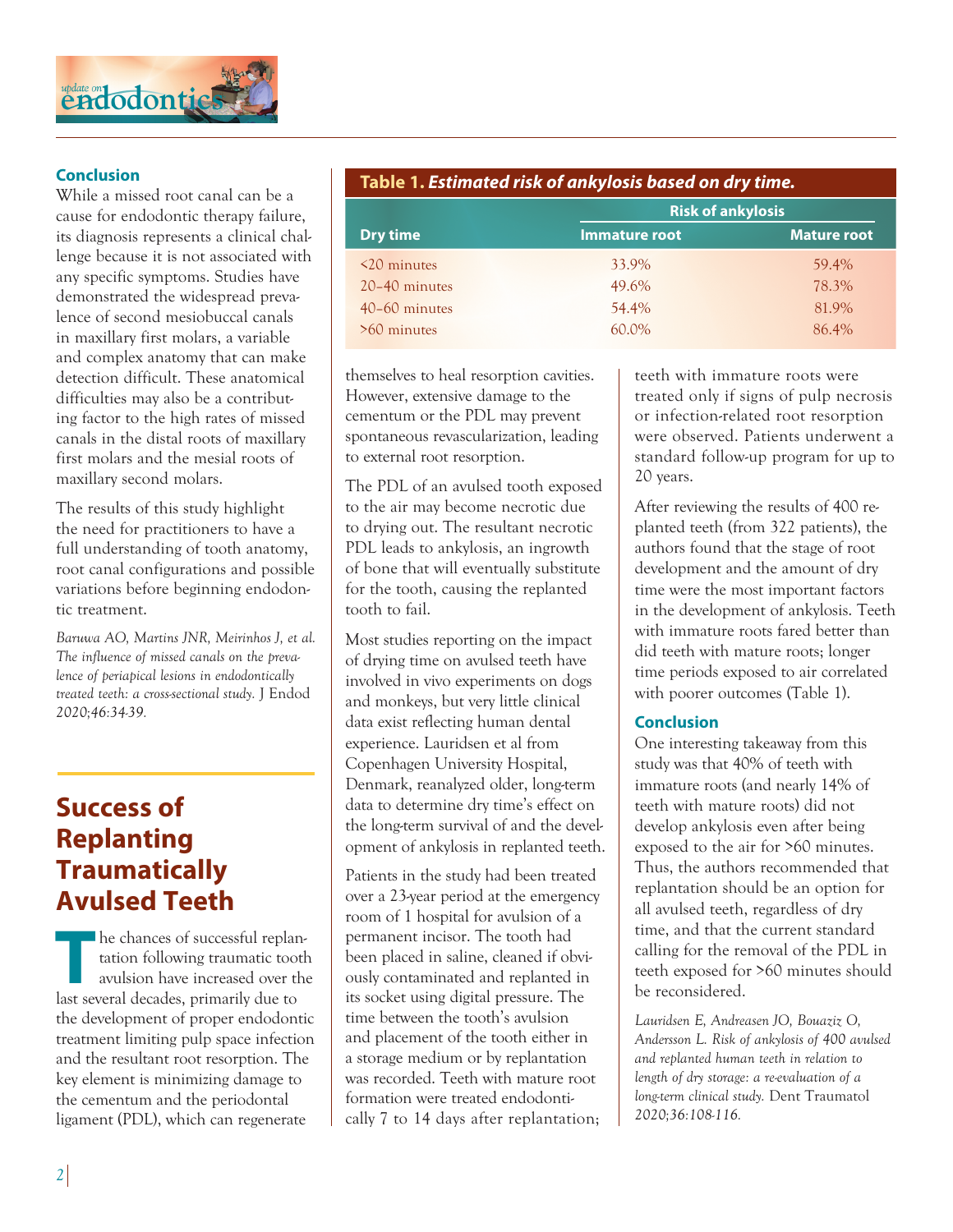## Conclusion

While a missed root canal can be a cause for endodontic therapy failure, its diagnosis represents a clinical challenge because it is not associated with any specific symptoms. Studies have demonstrated the widespread prevalence of second mesiobuccal canals in maxillary first molars, a variable and complex anatomy that can make detection difficult. These anatomical difficulties may also be a contributing factor to the high rates of missed canals in the distal roots of maxillary first molars and the mesial roots of maxillary second molars.

The results of this study highlight the need for practitioners to have a full understanding of tooth anatomy, root canal configurations and possible variations before beginning endodontic treatment.

*Baruwa AO, Martins JNR, Meirinhos J, et al. The influence of missed canals on the prevalence of periapical lesions in endodontically treated teeth: a cross-sectional study.* J Endod *2020;46:34-39.*

# Success of Replanting Traumatically Avulsed Teeth

The chances of successful replantation following traumatic tooth avulsion have increased over the last several decades, primarily due to the development of proper endodontic treatment limiting pulp space infection and the resultant root resorption. The key element is minimizing damage to the cementum and the periodontal ligament (PDL), which can regenerate themselves to heal resorption cavities. However, extensive damage to the cementum or the PDL may prevent spontaneous revascularization, leading to external root resorption.

The PDL of an avulsed tooth exposed to the air may become necrotic due to drying out. The resultant necrotic PDL leads to ankylosis, an ingrowth of bone that will eventually substitute for the tooth, causing the replanted tooth to fail.

Most studies reporting on the impact of drying time on avulsed teeth have involved in vivo experiments on dogs and monkeys, but very little clinical data exist reflecting human dental experience. Lauridsen et al from Copenhagen University Hospital, Denmark, reanalyzed older, long-term data to determine dry time's effect on the long-term survival of and the development of ankylosis in replanted teeth.

Patients in the study had been treated over a 23-year period at the emergency room of 1 hospital for avulsion of a permanent incisor. The tooth had been placed in saline, cleaned if obviously contaminated and replanted in its socket using digital pressure. The time between the tooth's avulsion and placement of the tooth either in a storage medium or by replantation was recorded. Teeth with mature root formation were treated endodontically 7 to 14 days after replantation; teeth with immature roots were treated only if signs of pulp necrosis or infection-related root resorption were observed. Patients underwent a standard follow-up program for up to 20 years.

After reviewing the results of 400 replanted teeth (from 322 patients), the authors found that the stage of root development and the amount of dry time were the most important factors in the development of ankylosis. Teeth with immature roots fared better than did teeth with mature roots; longer time periods exposed to air correlated with poorer outcomes (Table 1).

**Table 1. *Estimated risk of ankylosis based on dry time.***

| | Risk of ankylosis | |
|---|---|---|
| **Dry time** | **Immature root** | **Mature root** |
| <20 minutes | 33.9% | 59.4% |
| 20–40 minutes | 49.6% | 78.3% |
| 40–60 minutes | 54.4% | 81.9% |
| >60 minutes | 60.0% | 86.4% |

## Conclusion

One interesting takeaway from this study was that 40% of teeth with immature roots (and nearly 14% of teeth with mature roots) did not develop ankylosis even after being exposed to the air for >60 minutes. Thus, the authors recommended that replantation should be an option for all avulsed teeth, regardless of dry time, and that the current standard calling for the removal of the PDL in teeth exposed for >60 minutes should be reconsidered.

*Lauridsen E, Andreasen JO, Bouaziz O, Andersson L. Risk of ankylosis of 400 avulsed and replanted human teeth in relation to length of dry storage: a re-evaluation of a long-term clinical study.* Dent Traumatol *2020;36:108-116.*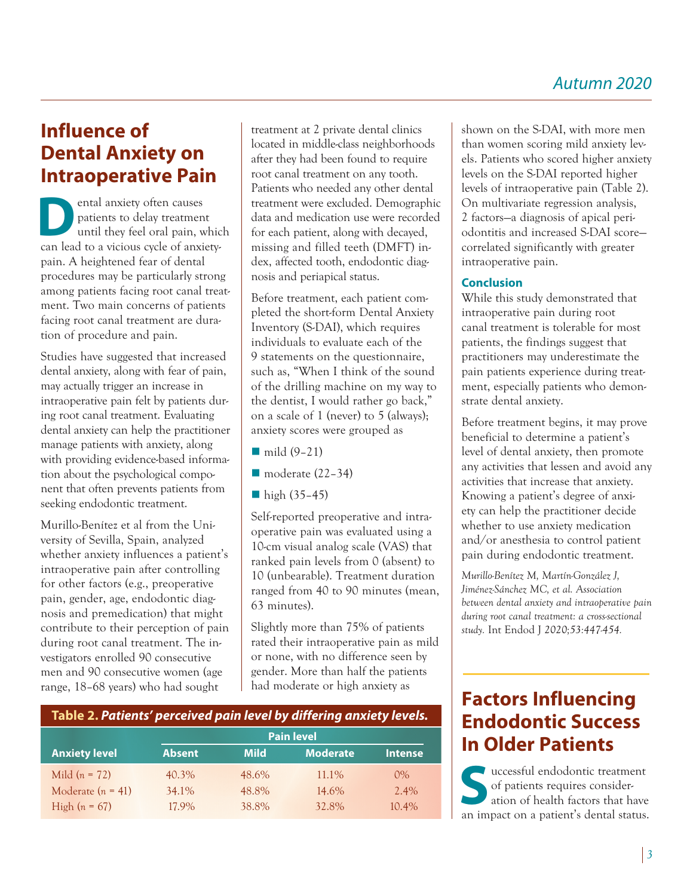## Influence of Dental Anxiety on Intraoperative Pain

Dental anxiety often causes patients to delay treatment until they feel oral pain, which can lead to a vicious cycle of anxiety-pain. A heightened fear of dental procedures may be particularly strong among patients facing root canal treatment. Two main concerns of patients facing root canal treatment are duration of procedure and pain.

Studies have suggested that increased dental anxiety, along with fear of pain, may actually trigger an increase in intraoperative pain felt by patients during root canal treatment. Evaluating dental anxiety can help the practitioner manage patients with anxiety, along with providing evidence-based information about the psychological component that often prevents patients from seeking endodontic treatment.

Murillo-Benítez et al from the University of Sevilla, Spain, analyzed whether anxiety influences a patient's intraoperative pain after controlling for other factors (e.g., preoperative pain, gender, age, endodontic diagnosis and premedication) that might contribute to their perception of pain during root canal treatment. The investigators enrolled 90 consecutive men and 90 consecutive women (age range, 18–68 years) who had sought treatment at 2 private dental clinics located in middle-class neighborhoods after they had been found to require root canal treatment on any tooth. Patients who needed any other dental treatment were excluded. Demographic data and medication use were recorded for each patient, along with decayed, missing and filled teeth (DMFT) index, affected tooth, endodontic diagnosis and periapical status.

Before treatment, each patient completed the short-form Dental Anxiety Inventory (S-DAI), which requires individuals to evaluate each of the 9 statements on the questionnaire, such as, "When I think of the sound of the drilling machine on my way to the dentist, I would rather go back," on a scale of 1 (never) to 5 (always); anxiety scores were grouped as

- mild (9–21)
- moderate (22–34)
- high (35–45)

Self-reported preoperative and intraoperative pain was evaluated using a 10-cm visual analog scale (VAS) that ranked pain levels from 0 (absent) to 10 (unbearable). Treatment duration ranged from 40 to 90 minutes (mean, 63 minutes).

Slightly more than 75% of patients rated their intraoperative pain as mild or none, with no difference seen by gender. More than half the patients had moderate or high anxiety as shown on the S-DAI, with more men than women scoring mild anxiety levels. Patients who scored higher anxiety levels on the S-DAI reported higher levels of intraoperative pain (Table 2). On multivariate regression analysis, 2 factors—a diagnosis of apical periodontitis and increased S-DAI score—correlated significantly with greater intraoperative pain.

**Table 2.** ***Patients' perceived pain level by differing anxiety levels.***

| | Pain level | | | |
|---|---|---|---|---|
| **Anxiety level** | **Absent** | **Mild** | **Moderate** | **Intense** |
| Mild (*n* = 72) | 40.3% | 48.6% | 11.1% | 0% |
| Moderate (*n* = 41) | 34.1% | 48.8% | 14.6% | 2.4% |
| High (*n* = 67) | 17.9% | 38.8% | 32.8% | 10.4% |

### Conclusion

While this study demonstrated that intraoperative pain during root canal treatment is tolerable for most patients, the findings suggest that practitioners may underestimate the pain patients experience during treatment, especially patients who demonstrate dental anxiety.

Before treatment begins, it may prove beneficial to determine a patient's level of dental anxiety, then promote any activities that lessen and avoid any activities that increase that anxiety. Knowing a patient's degree of anxiety can help the practitioner decide whether to use anxiety medication and/or anesthesia to control patient pain during endodontic treatment.

*Murillo-Benítez M, Martín-González J, Jiménez-Sánchez MC, et al. Association between dental anxiety and intraoperative pain during root canal treatment: a cross-sectional study.* Int Endod J *2020;53:447-454.*

## Factors Influencing Endodontic Success In Older Patients

Successful endodontic treatment of patients requires consideration of health factors that have an impact on a patient's dental status.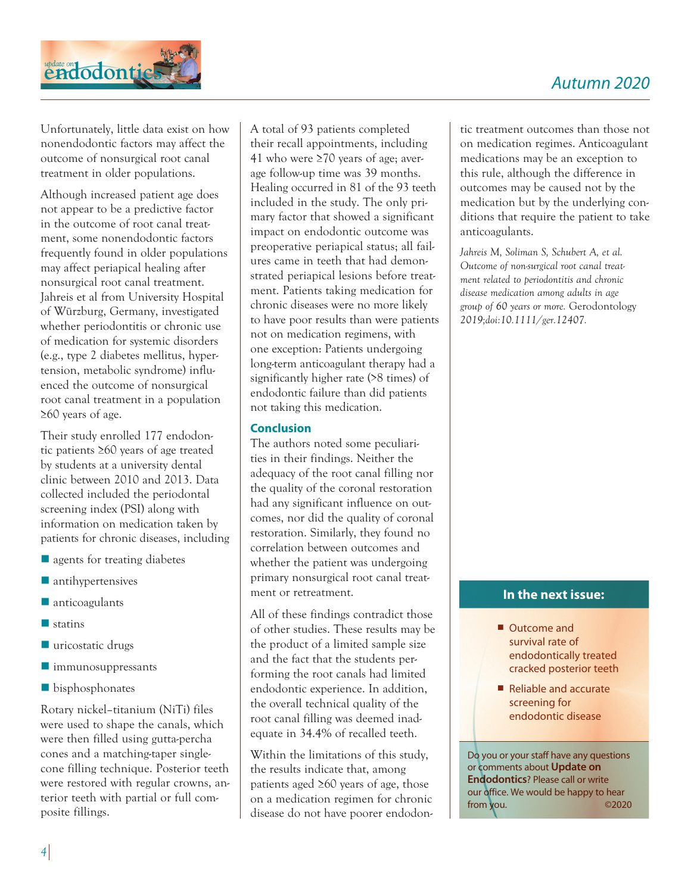Unfortunately, little data exist on how nonendodontic factors may affect the outcome of nonsurgical root canal treatment in older populations.

Although increased patient age does not appear to be a predictive factor in the outcome of root canal treatment, some nonendodontic factors frequently found in older populations may affect periapical healing after nonsurgical root canal treatment. Jahreis et al from University Hospital of Würzburg, Germany, investigated whether periodontitis or chronic use of medication for systemic disorders (e.g., type 2 diabetes mellitus, hypertension, metabolic syndrome) influenced the outcome of nonsurgical root canal treatment in a population ≥60 years of age.

Their study enrolled 177 endodontic patients ≥60 years of age treated by students at a university dental clinic between 2010 and 2013. Data collected included the periodontal screening index (PSI) along with information on medication taken by patients for chronic diseases, including

- agents for treating diabetes
- antihypertensives
- anticoagulants
- statins
- uricostatic drugs
- immunosuppressants
- bisphosphonates

Rotary nickel–titanium (NiTi) files were used to shape the canals, which were then filled using gutta-percha cones and a matching-taper single-cone filling technique. Posterior teeth were restored with regular crowns, anterior teeth with partial or full composite fillings.

A total of 93 patients completed their recall appointments, including 41 who were ≥70 years of age; average follow-up time was 39 months. Healing occurred in 81 of the 93 teeth included in the study. The only primary factor that showed a significant impact on endodontic outcome was preoperative periapical status; all failures came in teeth that had demonstrated periapical lesions before treatment. Patients taking medication for chronic diseases were no more likely to have poor results than were patients not on medication regimens, with one exception: Patients undergoing long-term anticoagulant therapy had a significantly higher rate (>8 times) of endodontic failure than did patients not taking this medication.

### Conclusion

The authors noted some peculiarities in their findings. Neither the adequacy of the root canal filling nor the quality of the coronal restoration had any significant influence on outcomes, nor did the quality of coronal restoration. Similarly, they found no correlation between outcomes and whether the patient was undergoing primary nonsurgical root canal treatment or retreatment.

All of these findings contradict those of other studies. These results may be the product of a limited sample size and the fact that the students performing the root canals had limited endodontic experience. In addition, the overall technical quality of the root canal filling was deemed inadequate in 34.4% of recalled teeth.

Within the limitations of this study, the results indicate that, among patients aged ≥60 years of age, those on a medication regimen for chronic disease do not have poorer endodontic treatment outcomes than those not on medication regimes. Anticoagulant medications may be an exception to this rule, although the difference in outcomes may be caused not by the medication but by the underlying conditions that require the patient to take anticoagulants.

*Jahreis M, Soliman S, Schubert A, et al. Outcome of non-surgical root canal treatment related to periodontitis and chronic disease medication among adults in age group of 60 years or more.* Gerodontology *2019;doi:10.1111/ger.12407.*

## In the next issue:

- Outcome and survival rate of endodontically treated cracked posterior teeth
- Reliable and accurate screening for endodontic disease

Do you or your staff have any questions or comments about **Update on Endodontics**? Please call or write our office. We would be happy to hear from you. ©2020